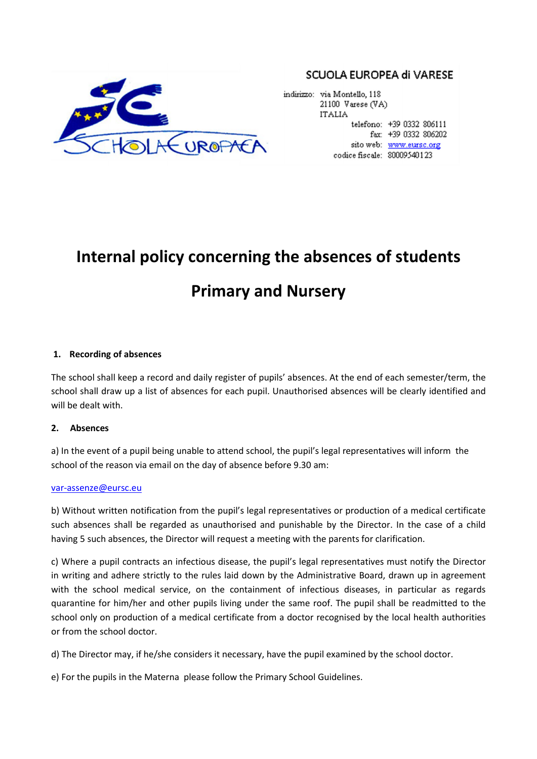SCUOLA EUROPEA di VARESE

indirizzo: via Montello, 118
21100 Varese (VA)
ITALIA
telefono: +39 0332 806111
fax: +39 0332 806202
sito web: www.eursc.org
codice fiscale: 80009540123

# Internal policy concerning the absences of students

# Primary and Nursery

## 1. Recording of absences

The school shall keep a record and daily register of pupils' absences. At the end of each semester/term, the school shall draw up a list of absences for each pupil. Unauthorised absences will be clearly identified and will be dealt with.

## 2. Absences

a) In the event of a pupil being unable to attend school, the pupil's legal representatives will inform the school of the reason via email on the day of absence before 9.30 am:

var-assenze@eursc.eu

b) Without written notification from the pupil's legal representatives or production of a medical certificate such absences shall be regarded as unauthorised and punishable by the Director. In the case of a child having 5 such absences, the Director will request a meeting with the parents for clarification.

c) Where a pupil contracts an infectious disease, the pupil's legal representatives must notify the Director in writing and adhere strictly to the rules laid down by the Administrative Board, drawn up in agreement with the school medical service, on the containment of infectious diseases, in particular as regards quarantine for him/her and other pupils living under the same roof. The pupil shall be readmitted to the school only on production of a medical certificate from a doctor recognised by the local health authorities or from the school doctor.

d) The Director may, if he/she considers it necessary, have the pupil examined by the school doctor.

e) For the pupils in the Materna please follow the Primary School Guidelines.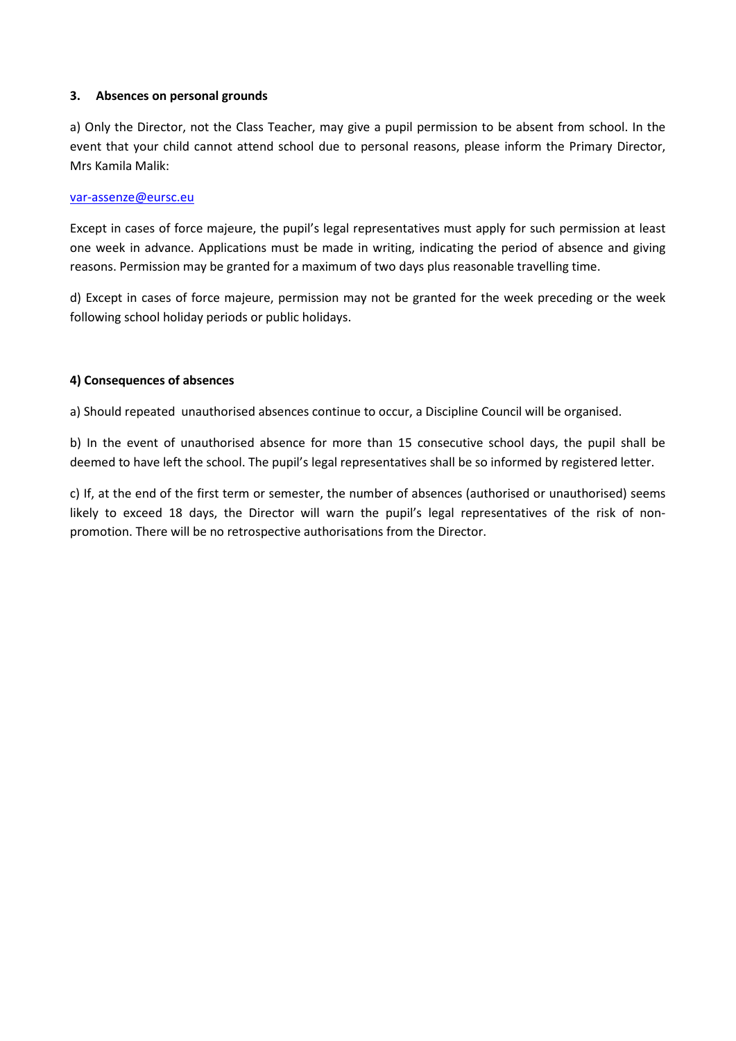### 3. Absences on personal grounds

a) Only the Director, not the Class Teacher, may give a pupil permission to be absent from school. In the event that your child cannot attend school due to personal reasons, please inform the Primary Director, Mrs Kamila Malik:

var-assenze@eursc.eu

Except in cases of force majeure, the pupil's legal representatives must apply for such permission at least one week in advance. Applications must be made in writing, indicating the period of absence and giving reasons. Permission may be granted for a maximum of two days plus reasonable travelling time.

d) Except in cases of force majeure, permission may not be granted for the week preceding or the week following school holiday periods or public holidays.

### 4) Consequences of absences

a) Should repeated unauthorised absences continue to occur, a Discipline Council will be organised.

b) In the event of unauthorised absence for more than 15 consecutive school days, the pupil shall be deemed to have left the school. The pupil's legal representatives shall be so informed by registered letter.

c) If, at the end of the first term or semester, the number of absences (authorised or unauthorised) seems likely to exceed 18 days, the Director will warn the pupil's legal representatives of the risk of non-promotion. There will be no retrospective authorisations from the Director.